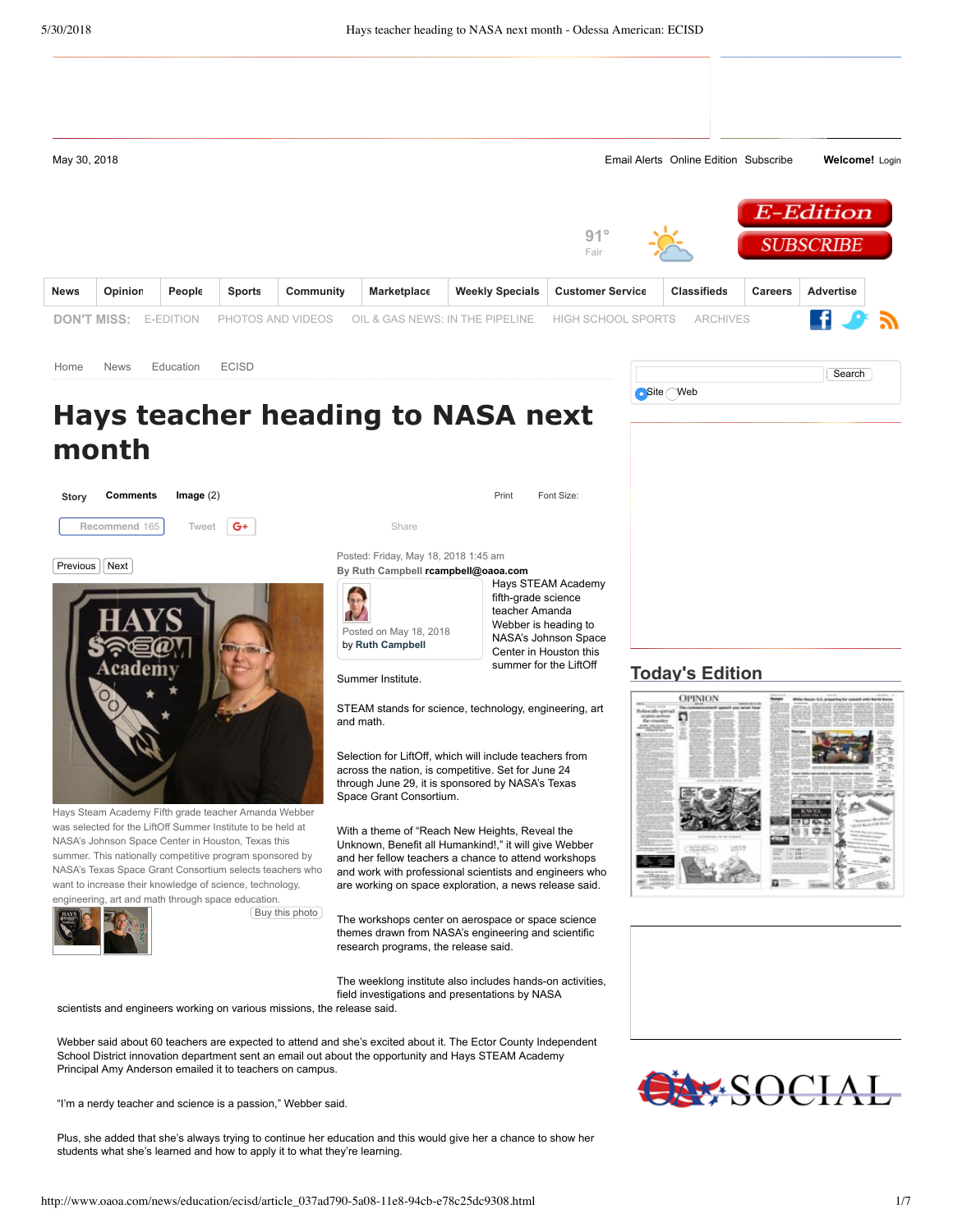# Hays teacher heading to NASA next month

Posted: Friday, May 18, 2018 1:45 am

By Ruth Campbell rcampbell@oaoa.com

Hays Steam Academy Fifth grade teacher Amanda Webber was selected for the LiftOff Summer Institute to be held at NASA's Johnson Space Center in Houston, Texas this summer. This nationally competitive program sponsored by NASA's Texas Space Grant Consortium selects teachers who want to increase their knowledge of science, technology, engineering, art and math through space education.

Hays STEAM Academy fifth-grade science teacher Amanda Webber is heading to NASA's Johnson Space Center in Houston this summer for the LiftOff Summer Institute.

STEAM stands for science, technology, engineering, art and math.

Selection for LiftOff, which will include teachers from across the nation, is competitive. Set for June 24 through June 29, it is sponsored by NASA's Texas Space Grant Consortium.

With a theme of "Reach New Heights, Reveal the Unknown, Benefit all Humankind!," it will give Webber and her fellow teachers a chance to attend workshops and work with professional scientists and engineers who are working on space exploration, a news release said.

The workshops center on aerospace or space science themes drawn from NASA's engineering and scientific research programs, the release said.

The weeklong institute also includes hands-on activities, field investigations and presentations by NASA scientists and engineers working on various missions, the release said.

Webber said about 60 teachers are expected to attend and she's excited about it. The Ector County Independent School District innovation department sent an email out about the opportunity and Hays STEAM Academy Principal Amy Anderson emailed it to teachers on campus.

"I'm a nerdy teacher and science is a passion," Webber said.

Plus, she added that she's always trying to continue her education and this would give her a chance to show her students what she's learned and how to apply it to what they're learning.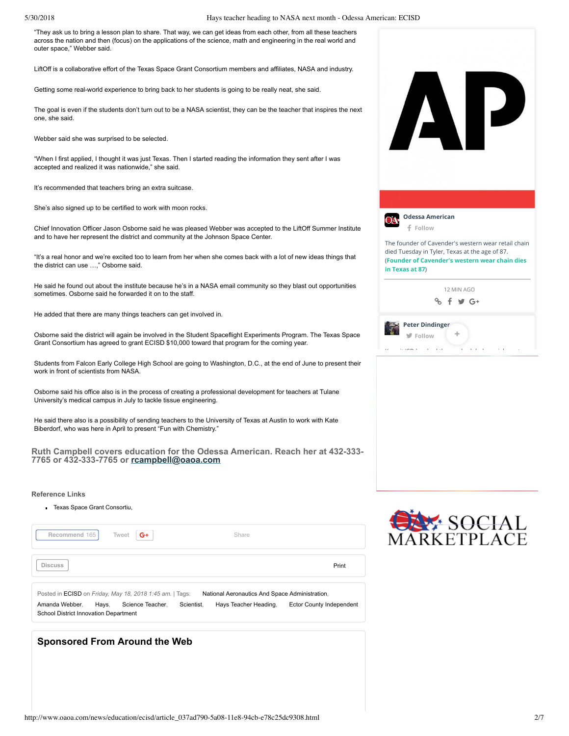"They ask us to bring a lesson plan to share. That way, we can get ideas from each other, from all these teachers across the nation and then (focus) on the applications of the science, math and engineering in the real world and outer space," Webber said.

LiftOff is a collaborative effort of the Texas Space Grant Consortium members and affiliates, NASA and industry.

Getting some real-world experience to bring back to her students is going to be really neat, she said.

The goal is even if the students don't turn out to be a NASA scientist, they can be the teacher that inspires the next one, she said.

Webber said she was surprised to be selected.

"When I first applied, I thought it was just Texas. Then I started reading the information they sent after I was accepted and realized it was nationwide," she said.

It's recommended that teachers bring an extra suitcase.

She's also signed up to be certified to work with moon rocks.

Chief Innovation Officer Jason Osborne said he was pleased Webber was accepted to the LiftOff Summer Institute and to have her represent the district and community at the Johnson Space Center.

"It's a real honor and we're excited too to learn from her when she comes back with a lot of new ideas things that the district can use …," Osborne said.

He said he found out about the institute because he's in a NASA email community so they blast out opportunities sometimes. Osborne said he forwarded it on to the staff.

He added that there are many things teachers can get involved in.

Osborne said the district will again be involved in the Student Spaceflight Experiments Program. The Texas Space Grant Consortium has agreed to grant ECISD $10,000 toward that program for the coming year.

Students from Falcon Early College High School are going to Washington, D.C., at the end of June to present their work in front of scientists from NASA.

Osborne said his office also is in the process of creating a professional development for teachers at Tulane University's medical campus in July to tackle tissue engineering.

He said there also is a possibility of sending teachers to the University of Texas at Austin to work with Kate Biberdorf, who was here in April to present "Fun with Chemistry."

**Ruth Campbell covers education for the Odessa American. Reach her at 432-333-7765 or 432-333-7765 or rcampbell@oaoa.com**

**Reference Links**

- Texas Space Grant Consortiu,

Recommend 165 Tweet G+ Share

Discuss Print

Posted in ECISD on *Friday, May 18, 2018 1:45 am.* | Tags: National Aeronautics And Space Administration, Amanda Webber, Hays, Science Teacher, Scientist, Hays Teacher Heading, Ector County Independent School District Innovation Department

## Sponsored From Around the Web

Odessa American
Follow

The founder of Cavender's western wear retail chain died Tuesday in Tyler, Texas at the age of 87. (Founder of Cavender's western wear chain dies in Texas at 87)

12 MIN AGO

Peter Dindinger
Follow

OA SOCIAL MARKETPLACE